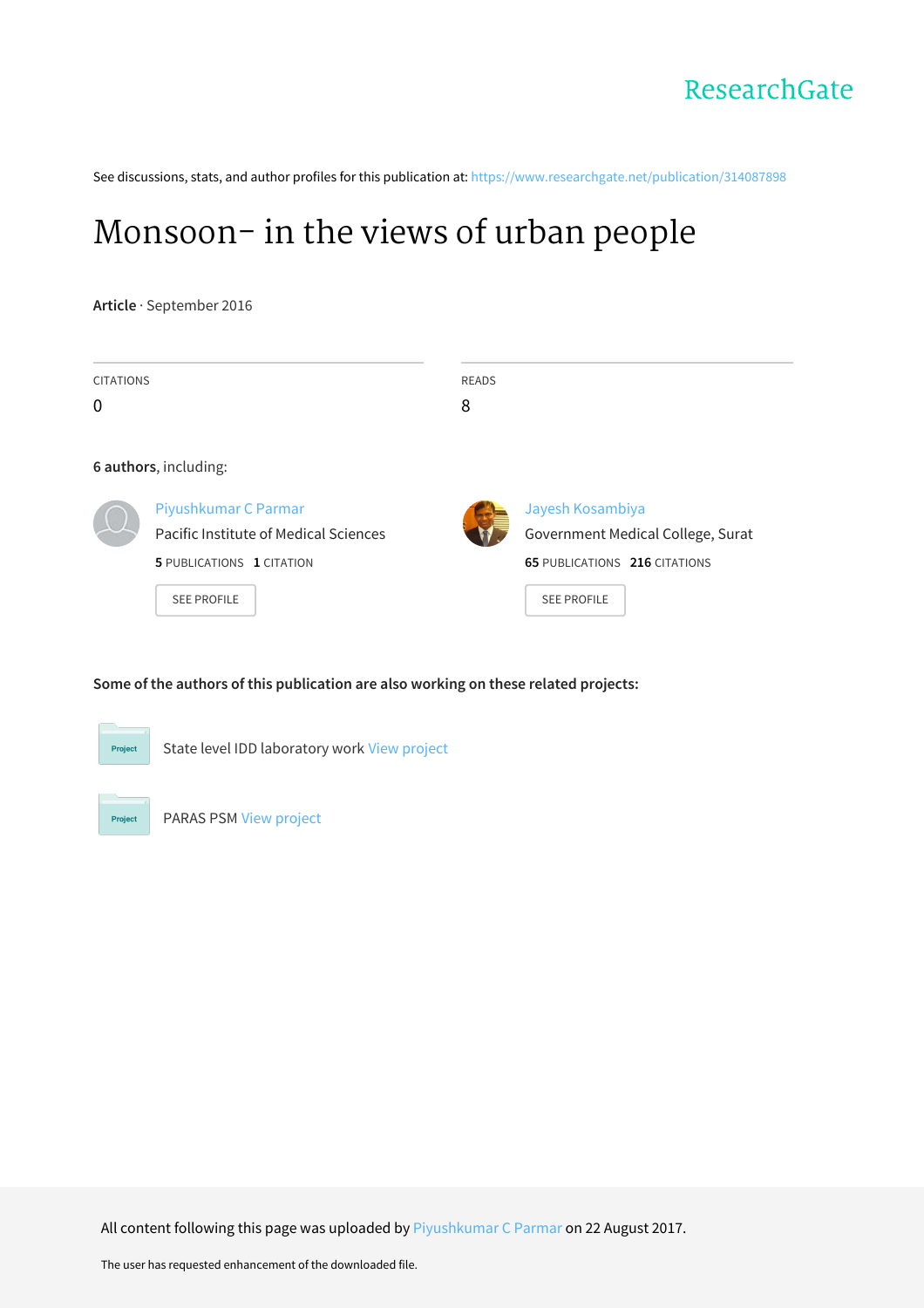ResearchGate

See discussions, stats, and author profiles for this publication at: https://www.researchgate.net/publication/314087898

# Monsoon- in the views of urban people

**Article** · September 2016

| CITATIONS | READS |
|---|---|
| 0 | 8 |

**6 authors**, including:

Piyushkumar C Parmar
Pacific Institute of Medical Sciences
**5** PUBLICATIONS **1** CITATION
SEE PROFILE

Jayesh Kosambiya
Government Medical College, Surat
**65** PUBLICATIONS **216** CITATIONS
SEE PROFILE

**Some of the authors of this publication are also working on these related projects:**

State level IDD laboratory work View project

PARAS PSM View project

All content following this page was uploaded by Piyushkumar C Parmar on 22 August 2017.

The user has requested enhancement of the downloaded file.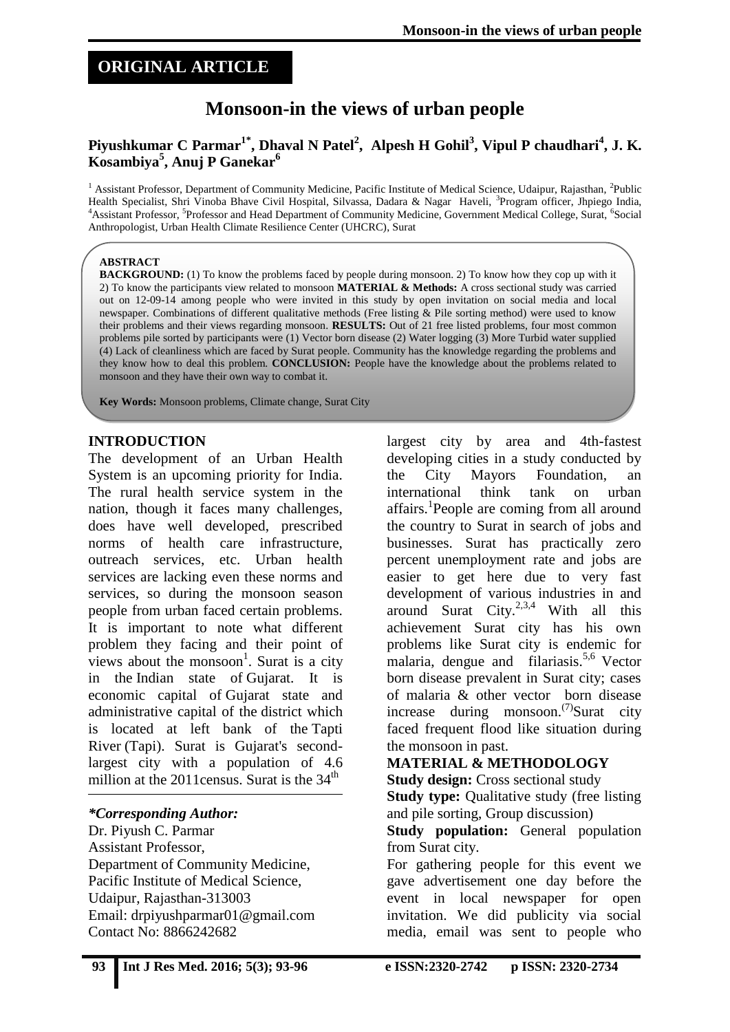## ORIGINAL ARTICLE

# Monsoon-in the views of urban people

**Piyushkumar C Parmar[1*], Dhaval N Patel[2], Alpesh H Gohil[3], Vipul P chaudhari[4], J. K. Kosambiya[5], Anuj P Ganekar[6]**

[1] Assistant Professor, Department of Community Medicine, Pacific Institute of Medical Science, Udaipur, Rajasthan, [2]Public Health Specialist, Shri Vinoba Bhave Civil Hospital, Silvassa, Dadara & Nagar Haveli, [3]Program officer, Jhpiego India, [4]Assistant Professor, [5]Professor and Head Department of Community Medicine, Government Medical College, Surat, [6]Social Anthropologist, Urban Health Climate Resilience Center (UHCRC), Surat

**ABSTRACT**

**BACKGROUND:** (1) To know the problems faced by people during monsoon. 2) To know how they cop up with it 2) To know the participants view related to monsoon **MATERIAL & Methods:** A cross sectional study was carried out on 12-09-14 among people who were invited in this study by open invitation on social media and local newspaper. Combinations of different qualitative methods (Free listing & Pile sorting method) were used to know their problems and their views regarding monsoon. **RESULTS:** Out of 21 free listed problems, four most common problems pile sorted by participants were (1) Vector born disease (2) Water logging (3) More Turbid water supplied (4) Lack of cleanliness which are faced by Surat people. Community has the knowledge regarding the problems and they know how to deal this problem. **CONCLUSION:** People have the knowledge about the problems related to monsoon and they have their own way to combat it.

**Key Words:** Monsoon problems, Climate change, Surat City

## INTRODUCTION

The development of an Urban Health System is an upcoming priority for India. The rural health service system in the nation, though it faces many challenges, does have well developed, prescribed norms of health care infrastructure, outreach services, etc. Urban health services are lacking even these norms and services, so during the monsoon season people from urban faced certain problems. It is important to note what different problem they facing and their point of views about the monsoon[1]. Surat is a city in the Indian state of Gujarat. It is economic capital of Gujarat state and administrative capital of the district which is located at left bank of the Tapti River (Tapi). Surat is Gujarat's second-largest city with a population of 4.6 million at the 2011census. Surat is the 34[th] largest city by area and 4th-fastest developing cities in a study conducted by the City Mayors Foundation, an international think tank on urban affairs.[1]People are coming from all around the country to Surat in search of jobs and businesses. Surat has practically zero percent unemployment rate and jobs are easier to get here due to very fast development of various industries in and around Surat City.[2,3,4] With all this achievement Surat city has his own problems like Surat city is endemic for malaria, dengue and filariasis.[5,6] Vector born disease prevalent in Surat city; cases of malaria & other vector born disease increase during monsoon.[(7)]Surat city faced frequent flood like situation during the monsoon in past.

## MATERIAL & METHODOLOGY

**Study design:** Cross sectional study

**Study type:** Qualitative study (free listing and pile sorting, Group discussion)

**Study population:** General population from Surat city.

For gathering people for this event we gave advertisement one day before the event in local newspaper for open invitation. We did publicity via social media, email was sent to people who

***Corresponding Author:***

Dr. Piyush C. Parmar
Assistant Professor,
Department of Community Medicine,
Pacific Institute of Medical Science,
Udaipur, Rajasthan-313003
Email: drpiyushparmar01@gmail.com
Contact No: 8866242682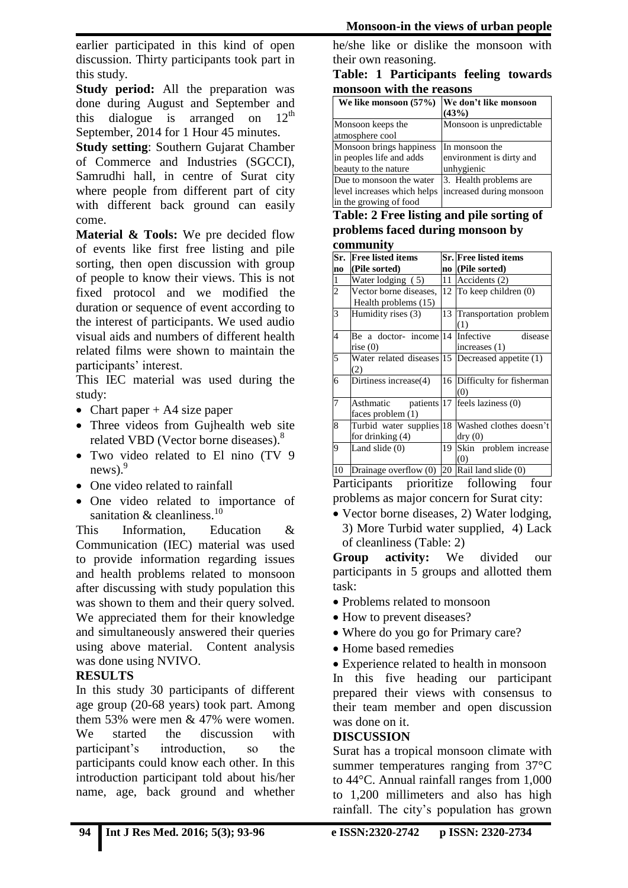earlier participated in this kind of open discussion. Thirty participants took part in this study.

**Study period:** All the preparation was done during August and September and this dialogue is arranged on 12th September, 2014 for 1 Hour 45 minutes.

**Study setting**: Southern Gujarat Chamber of Commerce and Industries (SGCCI), Samrudhi hall, in centre of Surat city where people from different part of city with different back ground can easily come.

**Material & Tools:** We pre decided flow of events like first free listing and pile sorting, then open discussion with group of people to know their views. This is not fixed protocol and we modified the duration or sequence of event according to the interest of participants. We used audio visual aids and numbers of different health related films were shown to maintain the participants' interest.

This IEC material was used during the study:

- Chart paper + A4 size paper
- Three videos from Gujhealth web site related VBD (Vector borne diseases).[8]
- Two video related to El nino (TV 9 news).[9]
- One video related to rainfall
- One video related to importance of sanitation & cleanliness.[10]

This Information, Education & Communication (IEC) material was used to provide information regarding issues and health problems related to monsoon after discussing with study population this was shown to them and their query solved. We appreciated them for their knowledge and simultaneously answered their queries using above material. Content analysis was done using NVIVO.

## RESULTS

In this study 30 participants of different age group (20-68 years) took part. Among them 53% were men & 47% were women. We started the discussion with participant's introduction, so the participants could know each other. In this introduction participant told about his/her name, age, back ground and whether he/she like or dislike the monsoon with their own reasoning.

**Table: 1 Participants feeling towards monsoon with the reasons**

| We like monsoon (57%) | We don't like monsoon (43%) |
|---|---|
| Monsoon keeps the atmosphere cool | Monsoon is unpredictable |
| Monsoon brings happiness in peoples life and adds beauty to the nature | In monsoon the environment is dirty and unhygienic |
| Due to monsoon the water level increases which helps in the growing of food | 3. Health problems are increased during monsoon |

**Table: 2 Free listing and pile sorting of problems faced during monsoon by community**

| Sr. no | Free listed items (Pile sorted) | Sr. no | Free listed items (Pile sorted) |
|---|---|---|---|
| 1 | Water lodging (5) | 11 | Accidents (2) |
| 2 | Vector borne diseases, Health problems (15) | 12 | To keep children (0) |
| 3 | Humidity rises (3) | 13 | Transportation problem (1) |
| 4 | Be a doctor- income rise (0) | 14 | Infective disease increases (1) |
| 5 | Water related diseases (2) | 15 | Decreased appetite (1) |
| 6 | Dirtiness increase(4) | 16 | Difficulty for fisherman (0) |
| 7 | Asthmatic patients faces problem (1) | 17 | feels laziness (0) |
| 8 | Turbid water supplies for drinking (4) | 18 | Washed clothes doesn't dry (0) |
| 9 | Land slide (0) | 19 | Skin problem increase (0) |
| 10 | Drainage overflow (0) | 20 | Rail land slide (0) |

Participants prioritize following four problems as major concern for Surat city:

- Vector borne diseases, 2) Water lodging, 3) More Turbid water supplied, 4) Lack of cleanliness (Table: 2)

**Group activity:** We divided our participants in 5 groups and allotted them task:

- Problems related to monsoon
- How to prevent diseases?
- Where do you go for Primary care?
- Home based remedies
- Experience related to health in monsoon

In this five heading our participant prepared their views with consensus to their team member and open discussion was done on it.

## DISCUSSION

Surat has a tropical monsoon climate with summer temperatures ranging from 37°C to 44°C. Annual rainfall ranges from 1,000 to 1,200 millimeters and also has high rainfall. The city's population has grown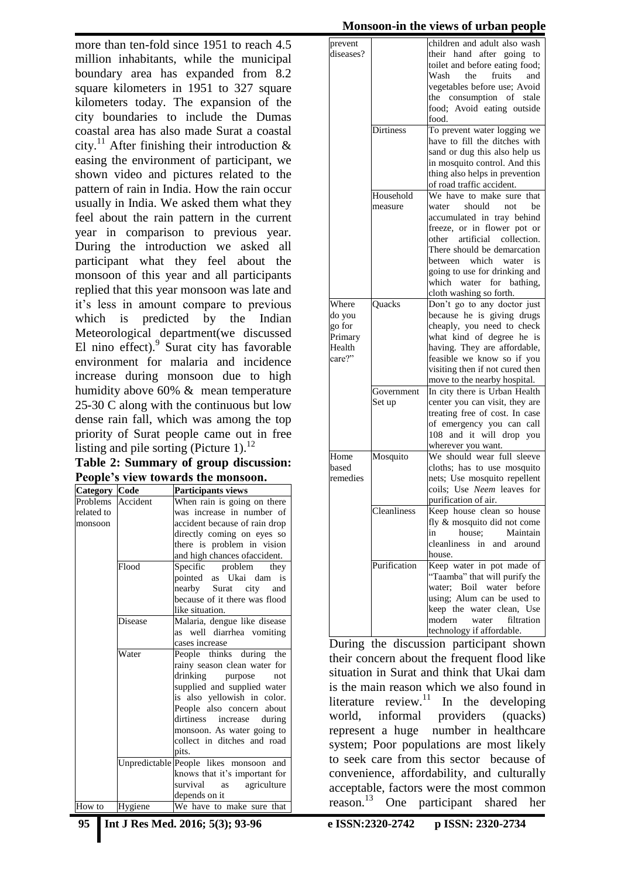more than ten-fold since 1951 to reach 4.5 million inhabitants, while the municipal boundary area has expanded from 8.2 square kilometers in 1951 to 327 square kilometers today. The expansion of the city boundaries to include the Dumas coastal area has also made Surat a coastal city.[11] After finishing their introduction & easing the environment of participant, we shown video and pictures related to the pattern of rain in India. How the rain occur usually in India. We asked them what they feel about the rain pattern in the current year in comparison to previous year. During the introduction we asked all participant what they feel about the monsoon of this year and all participants replied that this year monsoon was late and it's less in amount compare to previous which is predicted by the Indian Meteorological department(we discussed El nino effect).[9] Surat city has favorable environment for malaria and incidence increase during monsoon due to high humidity above 60% & mean temperature 25-30 C along with the continuous but low dense rain fall, which was among the top priority of Surat people came out in free listing and pile sorting (Picture 1).[12]

**Table 2: Summary of group discussion: People's view towards the monsoon.**

| Category | Code | Participants views |
|---|---|---|
| Problems related to monsoon | Accident | When rain is going on there was increase in number of accident because of rain drop directly coming on eyes so there is problem in vision and high chances ofaccident. |
| | Flood | Specific problem they pointed as Ukai dam is nearby Surat city and because of it there was flood like situation. |
| | Disease | Malaria, dengue like disease as well diarrhea vomiting cases increase |
| | Water | People thinks during the rainy season clean water for drinking purpose not supplied and supplied water is also yellowish in color. People also concern about dirtiness increase during monsoon. As water going to collect in ditches and road pits. |
| | Unpredictable | People likes monsoon and knows that it's important for survival as agriculture depends on it |
| How to prevent diseases? | Hygiene | We have to make sure that children and adult also wash their hand after going to toilet and before eating food; Wash the fruits and vegetables before use; Avoid the consumption of stale food; Avoid eating outside food. |
| | Dirtiness | To prevent water logging we have to fill the ditches with sand or dug this also help us in mosquito control. And this thing also helps in prevention of road traffic accident. |
| | Household measure | We have to make sure that water should not be accumulated in tray behind freeze, or in flower pot or other artificial collection. There should be demarcation between which water is going to use for drinking and which water for bathing, cloth washing so forth. |
| Where do you go for Primary Health care?" | Quacks | Don't go to any doctor just because he is giving drugs cheaply, you need to check what kind of degree he is having. They are affordable, feasible we know so if you visiting then if not cured then move to the nearby hospital. |
| | Government Set up | In city there is Urban Health center you can visit, they are treating free of cost. In case of emergency you can call 108 and it will drop you wherever you want. |
| Home based remedies | Mosquito | We should wear full sleeve cloths; has to use mosquito nets; Use mosquito repellent coils; Use *Neem* leaves for purification of air. |
| | Cleanliness | Keep house clean so house fly & mosquito did not come in house; Maintain cleanliness in and around house. |
| | Purification | Keep water in pot made of "Taamba" that will purify the water; Boil water before using; Alum can be used to keep the water clean, Use modern water filtration technology if affordable. |

During the discussion participant shown their concern about the frequent flood like situation in Surat and think that Ukai dam is the main reason which we also found in literature review.[11] In the developing world, informal providers (quacks) represent a huge number in healthcare system; Poor populations are most likely to seek care from this sector because of convenience, affordability, and culturally acceptable, factors were the most common reason.[13] One participant shared her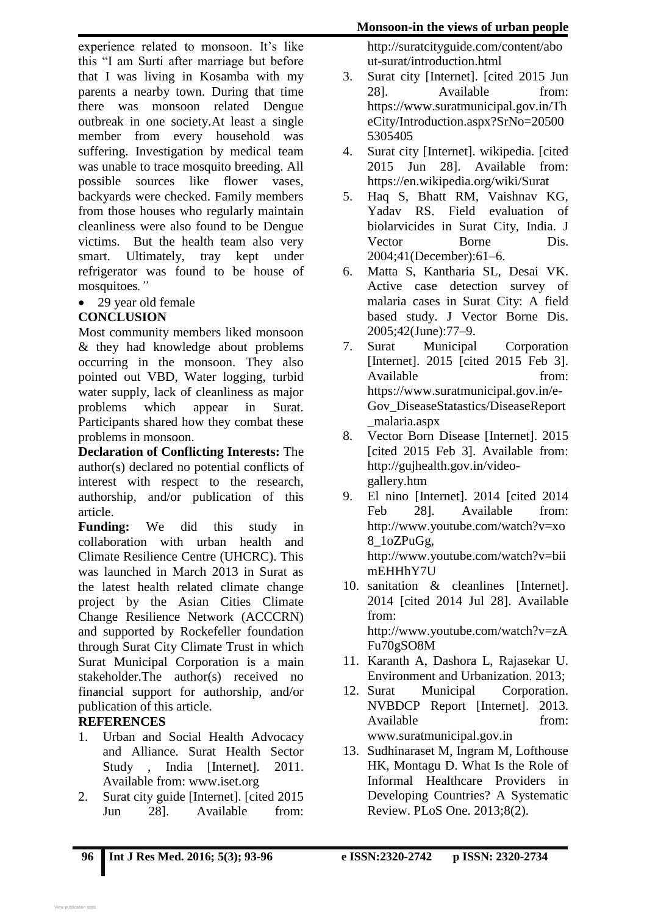experience related to monsoon. It's like this "I am Surti after marriage but before that I was living in Kosamba with my parents a nearby town. During that time there was monsoon related Dengue outbreak in one society.At least a single member from every household was suffering. Investigation by medical team was unable to trace mosquito breeding. All possible sources like flower vases, backyards were checked. Family members from those houses who regularly maintain cleanliness were also found to be Dengue victims. But the health team also very smart. Ultimately, tray kept under refrigerator was found to be house of mosquitoes*."*

- 29 year old female

## CONCLUSION

Most community members liked monsoon & they had knowledge about problems occurring in the monsoon. They also pointed out VBD, Water logging, turbid water supply, lack of cleanliness as major problems which appear in Surat. Participants shared how they combat these problems in monsoon.

**Declaration of Conflicting Interests:** The author(s) declared no potential conflicts of interest with respect to the research, authorship, and/or publication of this article.

**Funding:** We did this study in collaboration with urban health and Climate Resilience Centre (UHCRC). This was launched in March 2013 in Surat as the latest health related climate change project by the Asian Cities Climate Change Resilience Network (ACCCRN) and supported by Rockefeller foundation through Surat City Climate Trust in which Surat Municipal Corporation is a main stakeholder.The author(s) received no financial support for authorship, and/or publication of this article.

## REFERENCES

1. Urban and Social Health Advocacy and Alliance. Surat Health Sector Study , India [Internet]. 2011. Available from: www.iset.org
2. Surat city guide [Internet]. [cited 2015 Jun 28]. Available from: http://suratcityguide.com/content/about-surat/introduction.html
3. Surat city [Internet]. [cited 2015 Jun 28]. Available from: https://www.suratmunicipal.gov.in/TheCity/Introduction.aspx?SrNo=205005305405
4. Surat city [Internet]. wikipedia. [cited 2015 Jun 28]. Available from: https://en.wikipedia.org/wiki/Surat
5. Haq S, Bhatt RM, Vaishnav KG, Yadav RS. Field evaluation of biolarvicides in Surat City, India. J Vector Borne Dis. 2004;41(December):61–6.
6. Matta S, Kantharia SL, Desai VK. Active case detection survey of malaria cases in Surat City: A field based study. J Vector Borne Dis. 2005;42(June):77–9.
7. Surat Municipal Corporation [Internet]. 2015 [cited 2015 Feb 3]. Available from: https://www.suratmunicipal.gov.in/e-Gov_DiseaseStatastics/DiseaseReport_malaria.aspx
8. Vector Born Disease [Internet]. 2015 [cited 2015 Feb 3]. Available from: http://gujhealth.gov.in/video-gallery.htm
9. El nino [Internet]. 2014 [cited 2014 Feb 28]. Available from: http://www.youtube.com/watch?v=xo8_1oZPuGg, http://www.youtube.com/watch?v=biimEHHhY7U
10. sanitation & cleanlines [Internet]. 2014 [cited 2014 Jul 28]. Available from: http://www.youtube.com/watch?v=zAFu70gSO8M
11. Karanth A, Dashora L, Rajasekar U. Environment and Urbanization. 2013;
12. Surat Municipal Corporation. NVBDCP Report [Internet]. 2013. Available from: www.suratmunicipal.gov.in
13. Sudhinaraset M, Ingram M, Lofthouse HK, Montagu D. What Is the Role of Informal Healthcare Providers in Developing Countries? A Systematic Review. PLoS One. 2013;8(2).